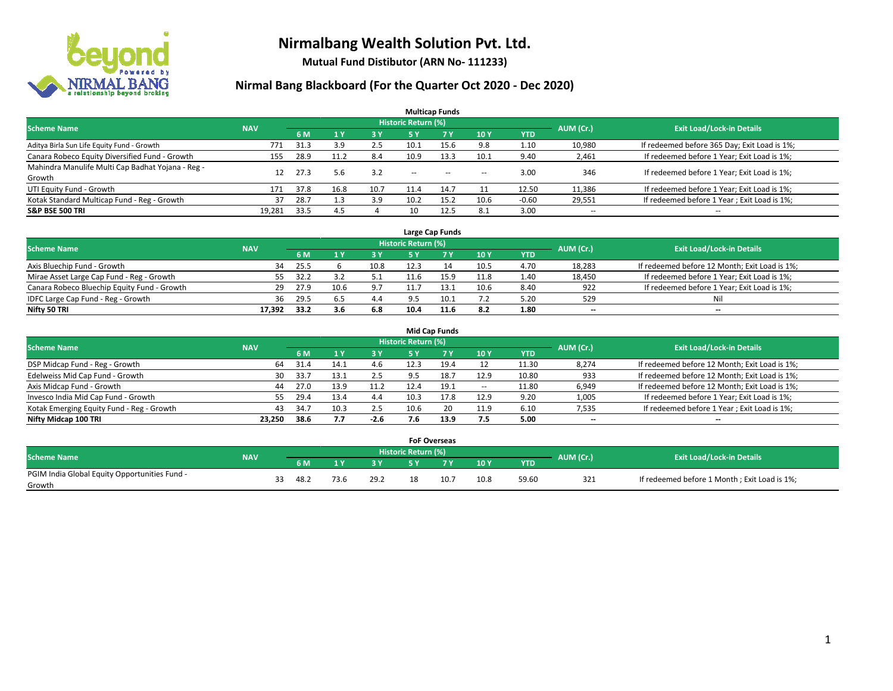# Nirmalbang Wealth Solution Pvt. Ltd.

**Mutual Fund Distibutor (ARN No- 111233)**

## Nirmal Bang Blackboard (For the Quarter Oct 2020 - Dec 2020)

### Multicap Funds

| Scheme Name | NAV | Historic Return (%) | | | | | | | AUM (Cr.) | Exit Load/Lock-in Details |
|---|---|---|---|---|---|---|---|---|---|---|
| | | 6 M | 1 Y | 3 Y | 5 Y | 7 Y | 10 Y | YTD | | |
| Aditya Birla Sun Life Equity Fund - Growth | 771 | 31.3 | 3.9 | 2.5 | 10.1 | 15.6 | 9.8 | 1.10 | 10,980 | If redeemed before 365 Day; Exit Load is 1%; |
| Canara Robeco Equity Diversified Fund - Growth | 155 | 28.9 | 11.2 | 8.4 | 10.9 | 13.3 | 10.1 | 9.40 | 2,461 | If redeemed before 1 Year; Exit Load is 1%; |
| Mahindra Manulife Multi Cap Badhat Yojana - Reg - Growth | 12 | 27.3 | 5.6 | 3.2 | -- | -- | -- | 3.00 | 346 | If redeemed before 1 Year; Exit Load is 1%; |
| UTI Equity Fund - Growth | 171 | 37.8 | 16.8 | 10.7 | 11.4 | 14.7 | 11 | 12.50 | 11,386 | If redeemed before 1 Year; Exit Load is 1%; |
| Kotak Standard Multicap Fund - Reg - Growth | 37 | 28.7 | 1.3 | 3.9 | 10.2 | 15.2 | 10.6 | -0.60 | 29,551 | If redeemed before 1 Year ; Exit Load is 1%; |
| **S&P BSE 500 TRI** | 19,281 | 33.5 | 4.5 | 4 | 10 | 12.5 | 8.1 | 3.00 | -- | -- |

### Large Cap Funds

| Scheme Name | NAV | Historic Return (%) | | | | | | | AUM (Cr.) | Exit Load/Lock-in Details |
|---|---|---|---|---|---|---|---|---|---|---|
| | | 6 M | 1 Y | 3 Y | 5 Y | 7 Y | 10 Y | YTD | | |
| Axis Bluechip Fund - Growth | 34 | 25.5 | 6 | 10.8 | 12.3 | 14 | 10.5 | 4.70 | 18,283 | If redeemed before 12 Month; Exit Load is 1%; |
| Mirae Asset Large Cap Fund - Reg - Growth | 55 | 32.2 | 3.2 | 5.1 | 11.6 | 15.9 | 11.8 | 1.40 | 18,450 | If redeemed before 1 Year; Exit Load is 1%; |
| Canara Robeco Bluechip Equity Fund - Growth | 29 | 27.9 | 10.6 | 9.7 | 11.7 | 13.1 | 10.6 | 8.40 | 922 | If redeemed before 1 Year; Exit Load is 1%; |
| IDFC Large Cap Fund - Reg - Growth | 36 | 29.5 | 6.5 | 4.4 | 9.5 | 10.1 | 7.2 | 5.20 | 529 | Nil |
| **Nifty 50 TRI** | **17,392** | **33.2** | **3.6** | **6.8** | **10.4** | **11.6** | **8.2** | **1.80** | **--** | **--** |

### Mid Cap Funds

| Scheme Name | NAV | Historic Return (%) | | | | | | | AUM (Cr.) | Exit Load/Lock-in Details |
|---|---|---|---|---|---|---|---|---|---|---|
| | | 6 M | 1 Y | 3 Y | 5 Y | 7 Y | 10 Y | YTD | | |
| DSP Midcap Fund - Reg - Growth | 64 | 31.4 | 14.1 | 4.6 | 12.3 | 19.4 | 12 | 11.30 | 8,274 | If redeemed before 12 Month; Exit Load is 1%; |
| Edelweiss Mid Cap Fund - Growth | 30 | 33.7 | 13.1 | 2.5 | 9.5 | 18.7 | 12.9 | 10.80 | 933 | If redeemed before 12 Month; Exit Load is 1%; |
| Axis Midcap Fund - Growth | 44 | 27.0 | 13.9 | 11.2 | 12.4 | 19.1 | -- | 11.80 | 6,949 | If redeemed before 12 Month; Exit Load is 1%; |
| Invesco India Mid Cap Fund - Growth | 55 | 29.4 | 13.4 | 4.4 | 10.3 | 17.8 | 12.9 | 9.20 | 1,005 | If redeemed before 1 Year; Exit Load is 1%; |
| Kotak Emerging Equity Fund - Reg - Growth | 43 | 34.7 | 10.3 | 2.5 | 10.6 | 20 | 11.9 | 6.10 | 7,535 | If redeemed before 1 Year ; Exit Load is 1%; |
| **Nifty Midcap 100 TRI** | **23,250** | **38.6** | **7.7** | **-2.6** | **7.6** | **13.9** | **7.5** | **5.00** | **--** | **--** |

### FoF Overseas

| Scheme Name | NAV | Historic Return (%) | | | | | | | AUM (Cr.) | Exit Load/Lock-in Details |
|---|---|---|---|---|---|---|---|---|---|---|
| | | 6 M | 1 Y | 3 Y | 5 Y | 7 Y | 10 Y | YTD | | |
| PGIM India Global Equity Opportunities Fund - Growth | 33 | 48.2 | 73.6 | 29.2 | 18 | 10.7 | 10.8 | 59.60 | 321 | If redeemed before 1 Month ; Exit Load is 1%; |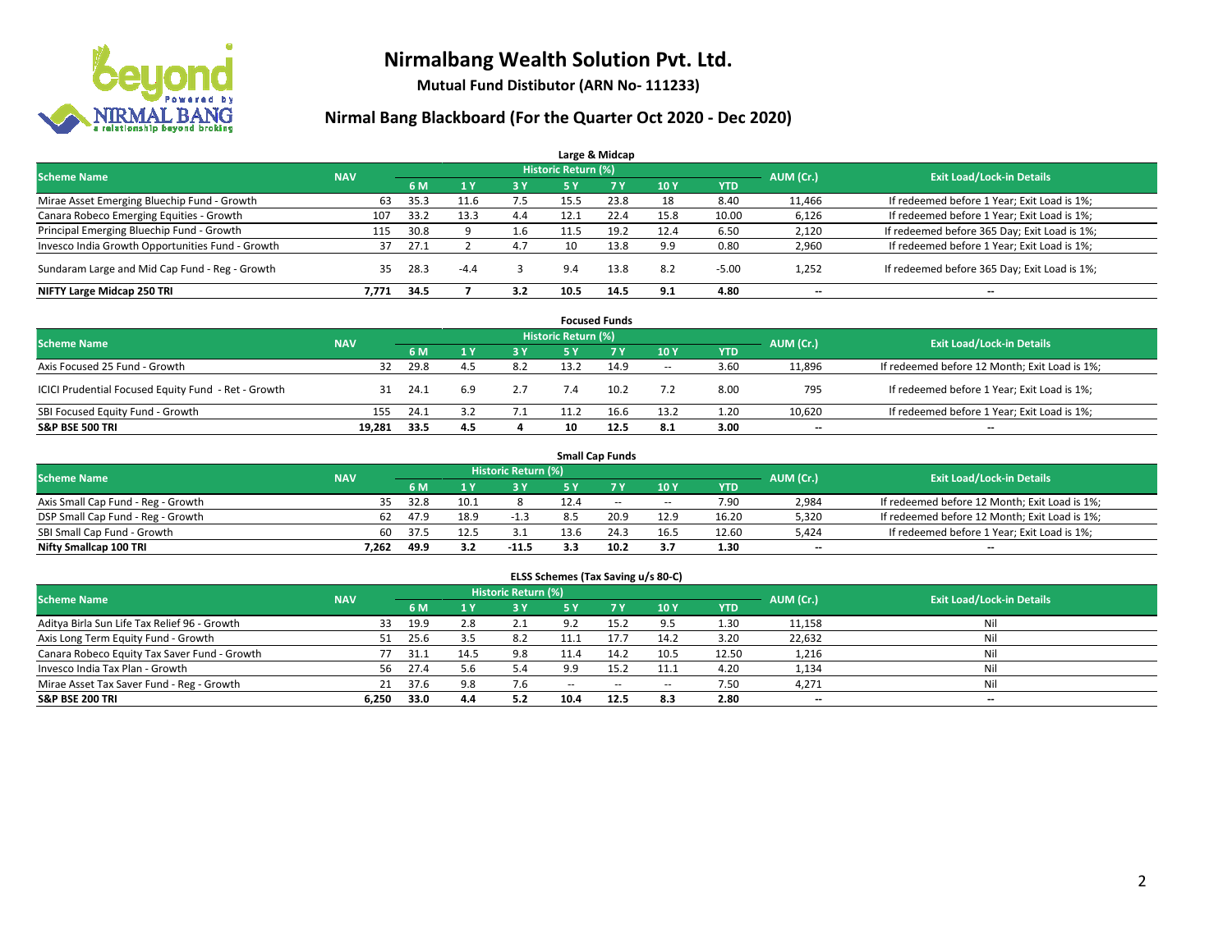# Nirmalbang Wealth Solution Pvt. Ltd.

**Mutual Fund Distibutor (ARN No- 111233)**

## Nirmal Bang Blackboard (For the Quarter Oct 2020 - Dec 2020)

### Large & Midcap

| Scheme Name | NAV | Historic Return (%) | | | | | | | AUM (Cr.) | Exit Load/Lock-in Details |
|---|---|---|---|---|---|---|---|---|---|---|
| | | 6 M | 1 Y | 3 Y | 5 Y | 7 Y | 10 Y | YTD | | |
| Mirae Asset Emerging Bluechip Fund - Growth | 63 | 35.3 | 11.6 | 7.5 | 15.5 | 23.8 | 18 | 8.40 | 11,466 | If redeemed before 1 Year; Exit Load is 1%; |
| Canara Robeco Emerging Equities - Growth | 107 | 33.2 | 13.3 | 4.4 | 12.1 | 22.4 | 15.8 | 10.00 | 6,126 | If redeemed before 1 Year; Exit Load is 1%; |
| Principal Emerging Bluechip Fund - Growth | 115 | 30.8 | 9 | 1.6 | 11.5 | 19.2 | 12.4 | 6.50 | 2,120 | If redeemed before 365 Day; Exit Load is 1%; |
| Invesco India Growth Opportunities Fund - Growth | 37 | 27.1 | 2 | 4.7 | 10 | 13.8 | 9.9 | 0.80 | 2,960 | If redeemed before 1 Year; Exit Load is 1%; |
| Sundaram Large and Mid Cap Fund - Reg - Growth | 35 | 28.3 | -4.4 | 3 | 9.4 | 13.8 | 8.2 | -5.00 | 1,252 | If redeemed before 365 Day; Exit Load is 1%; |
| **NIFTY Large Midcap 250 TRI** | **7,771** | **34.5** | **7** | **3.2** | **10.5** | **14.5** | **9.1** | **4.80** | **--** | **--** |

### Focused Funds

| Scheme Name | NAV | Historic Return (%) | | | | | | | AUM (Cr.) | Exit Load/Lock-in Details |
|---|---|---|---|---|---|---|---|---|---|---|
| | | 6 M | 1 Y | 3 Y | 5 Y | 7 Y | 10 Y | YTD | | |
| Axis Focused 25 Fund - Growth | 32 | 29.8 | 4.5 | 8.2 | 13.2 | 14.9 | -- | 3.60 | 11,896 | If redeemed before 12 Month; Exit Load is 1%; |
| ICICI Prudential Focused Equity Fund - Ret - Growth | 31 | 24.1 | 6.9 | 2.7 | 7.4 | 10.2 | 7.2 | 8.00 | 795 | If redeemed before 1 Year; Exit Load is 1%; |
| SBI Focused Equity Fund - Growth | 155 | 24.1 | 3.2 | 7.1 | 11.2 | 16.6 | 13.2 | 1.20 | 10,620 | If redeemed before 1 Year; Exit Load is 1%; |
| **S&P BSE 500 TRI** | **19,281** | **33.5** | **4.5** | **4** | **10** | **12.5** | **8.1** | **3.00** | **--** | **--** |

### Small Cap Funds

| Scheme Name | NAV | Historic Return (%) | | | | | | | AUM (Cr.) | Exit Load/Lock-in Details |
|---|---|---|---|---|---|---|---|---|---|---|
| | | 6 M | 1 Y | 3 Y | 5 Y | 7 Y | 10 Y | YTD | | |
| Axis Small Cap Fund - Reg - Growth | 35 | 32.8 | 10.1 | 8 | 12.4 | -- | -- | 7.90 | 2,984 | If redeemed before 12 Month; Exit Load is 1%; |
| DSP Small Cap Fund - Reg - Growth | 62 | 47.9 | 18.9 | -1.3 | 8.5 | 20.9 | 12.9 | 16.20 | 5,320 | If redeemed before 12 Month; Exit Load is 1%; |
| SBI Small Cap Fund - Growth | 60 | 37.5 | 12.5 | 3.1 | 13.6 | 24.3 | 16.5 | 12.60 | 5,424 | If redeemed before 1 Year; Exit Load is 1%; |
| **Nifty Smallcap 100 TRI** | **7,262** | **49.9** | **3.2** | **-11.5** | **3.3** | **10.2** | **3.7** | **1.30** | **--** | **--** |

### ELSS Schemes (Tax Saving u/s 80-C)

| Scheme Name | NAV | Historic Return (%) | | | | | | | AUM (Cr.) | Exit Load/Lock-in Details |
|---|---|---|---|---|---|---|---|---|---|---|
| | | 6 M | 1 Y | 3 Y | 5 Y | 7 Y | 10 Y | YTD | | |
| Aditya Birla Sun Life Tax Relief 96 - Growth | 33 | 19.9 | 2.8 | 2.1 | 9.2 | 15.2 | 9.5 | 1.30 | 11,158 | Nil |
| Axis Long Term Equity Fund - Growth | 51 | 25.6 | 3.5 | 8.2 | 11.1 | 17.7 | 14.2 | 3.20 | 22,632 | Nil |
| Canara Robeco Equity Tax Saver Fund - Growth | 77 | 31.1 | 14.5 | 9.8 | 11.4 | 14.2 | 10.5 | 12.50 | 1,216 | Nil |
| Invesco India Tax Plan - Growth | 56 | 27.4 | 5.6 | 5.4 | 9.9 | 15.2 | 11.1 | 4.20 | 1,134 | Nil |
| Mirae Asset Tax Saver Fund - Reg - Growth | 21 | 37.6 | 9.8 | 7.6 | -- | -- | -- | 7.50 | 4,271 | Nil |
| **S&P BSE 200 TRI** | **6,250** | **33.0** | **4.4** | **5.2** | **10.4** | **12.5** | **8.3** | **2.80** | **--** | **--** |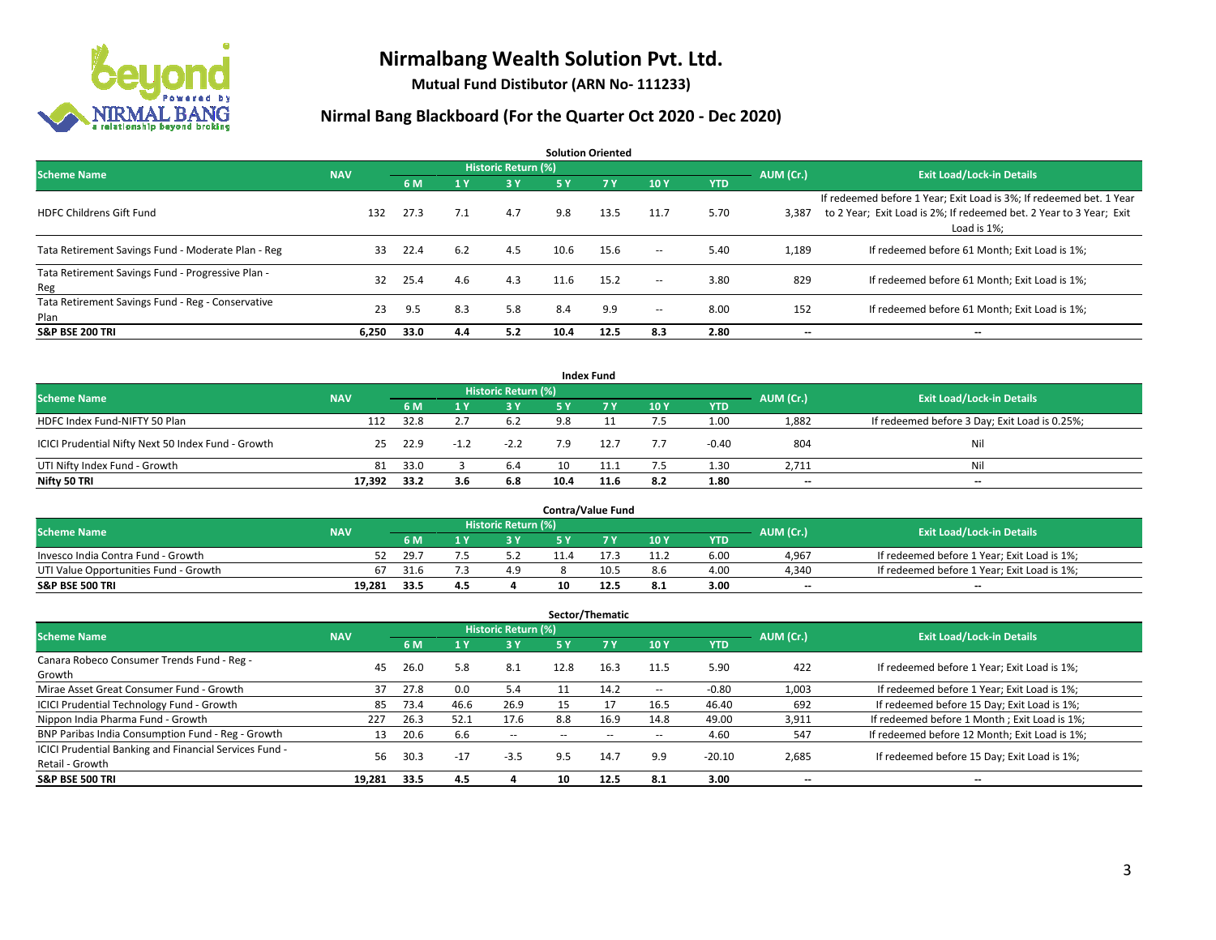# Nirmalbang Wealth Solution Pvt. Ltd.

**Mutual Fund Distibutor (ARN No- 111233)**

## Nirmal Bang Blackboard (For the Quarter Oct 2020 - Dec 2020)

### Solution Oriented

| Scheme Name | NAV | Historic Return (%) | | | | | | | AUM (Cr.) | Exit Load/Lock-in Details |
|---|---|---|---|---|---|---|---|---|---|---|
| | | 6 M | 1 Y | 3 Y | 5 Y | 7 Y | 10 Y | YTD | | |
| HDFC Childrens Gift Fund | 132 | 27.3 | 7.1 | 4.7 | 9.8 | 13.5 | 11.7 | 5.70 | 3,387 | If redeemed before 1 Year; Exit Load is 3%; If redeemed bet. 1 Year to 2 Year; Exit Load is 2%; If redeemed bet. 2 Year to 3 Year; Exit Load is 1%; |
| Tata Retirement Savings Fund - Moderate Plan - Reg | 33 | 22.4 | 6.2 | 4.5 | 10.6 | 15.6 | -- | 5.40 | 1,189 | If redeemed before 61 Month; Exit Load is 1%; |
| Tata Retirement Savings Fund - Progressive Plan - Reg | 32 | 25.4 | 4.6 | 4.3 | 11.6 | 15.2 | -- | 3.80 | 829 | If redeemed before 61 Month; Exit Load is 1%; |
| Tata Retirement Savings Fund - Reg - Conservative Plan | 23 | 9.5 | 8.3 | 5.8 | 8.4 | 9.9 | -- | 8.00 | 152 | If redeemed before 61 Month; Exit Load is 1%; |
| **S&P BSE 200 TRI** | **6,250** | **33.0** | **4.4** | **5.2** | **10.4** | **12.5** | **8.3** | **2.80** | **--** | **--** |

### Index Fund

| Scheme Name | NAV | Historic Return (%) | | | | | | | AUM (Cr.) | Exit Load/Lock-in Details |
|---|---|---|---|---|---|---|---|---|---|---|
| | | 6 M | 1 Y | 3 Y | 5 Y | 7 Y | 10 Y | YTD | | |
| HDFC Index Fund-NIFTY 50 Plan | 112 | 32.8 | 2.7 | 6.2 | 9.8 | 11 | 7.5 | 1.00 | 1,882 | If redeemed before 3 Day; Exit Load is 0.25%; |
| ICICI Prudential Nifty Next 50 Index Fund - Growth | 25 | 22.9 | -1.2 | -2.2 | 7.9 | 12.7 | 7.7 | -0.40 | 804 | Nil |
| UTI Nifty Index Fund - Growth | 81 | 33.0 | 3 | 6.4 | 10 | 11.1 | 7.5 | 1.30 | 2,711 | Nil |
| **Nifty 50 TRI** | **17,392** | **33.2** | **3.6** | **6.8** | **10.4** | **11.6** | **8.2** | **1.80** | **--** | **--** |

### Contra/Value Fund

| Scheme Name | NAV | Historic Return (%) | | | | | | | AUM (Cr.) | Exit Load/Lock-in Details |
|---|---|---|---|---|---|---|---|---|---|---|
| | | 6 M | 1 Y | 3 Y | 5 Y | 7 Y | 10 Y | YTD | | |
| Invesco India Contra Fund - Growth | 52 | 29.7 | 7.5 | 5.2 | 11.4 | 17.3 | 11.2 | 6.00 | 4,967 | If redeemed before 1 Year; Exit Load is 1%; |
| UTI Value Opportunities Fund - Growth | 67 | 31.6 | 7.3 | 4.9 | 8 | 10.5 | 8.6 | 4.00 | 4,340 | If redeemed before 1 Year; Exit Load is 1%; |
| **S&P BSE 500 TRI** | **19,281** | **33.5** | **4.5** | **4** | **10** | **12.5** | **8.1** | **3.00** | **--** | **--** |

### Sector/Thematic

| Scheme Name | NAV | Historic Return (%) | | | | | | | AUM (Cr.) | Exit Load/Lock-in Details |
|---|---|---|---|---|---|---|---|---|---|---|
| | | 6 M | 1 Y | 3 Y | 5 Y | 7 Y | 10 Y | YTD | | |
| Canara Robeco Consumer Trends Fund - Reg - Growth | 45 | 26.0 | 5.8 | 8.1 | 12.8 | 16.3 | 11.5 | 5.90 | 422 | If redeemed before 1 Year; Exit Load is 1%; |
| Mirae Asset Great Consumer Fund - Growth | 37 | 27.8 | 0.0 | 5.4 | 11 | 14.2 | -- | -0.80 | 1,003 | If redeemed before 1 Year; Exit Load is 1%; |
| ICICI Prudential Technology Fund - Growth | 85 | 73.4 | 46.6 | 26.9 | 15 | 17 | 16.5 | 46.40 | 692 | If redeemed before 15 Day; Exit Load is 1%; |
| Nippon India Pharma Fund - Growth | 227 | 26.3 | 52.1 | 17.6 | 8.8 | 16.9 | 14.8 | 49.00 | 3,911 | If redeemed before 1 Month ; Exit Load is 1%; |
| BNP Paribas India Consumption Fund - Reg - Growth | 13 | 20.6 | 6.6 | -- | -- | -- | -- | 4.60 | 547 | If redeemed before 12 Month; Exit Load is 1%; |
| ICICI Prudential Banking and Financial Services Fund - Retail - Growth | 56 | 30.3 | -17 | -3.5 | 9.5 | 14.7 | 9.9 | -20.10 | 2,685 | If redeemed before 15 Day; Exit Load is 1%; |
| **S&P BSE 500 TRI** | **19,281** | **33.5** | **4.5** | **4** | **10** | **12.5** | **8.1** | **3.00** | **--** | **--** |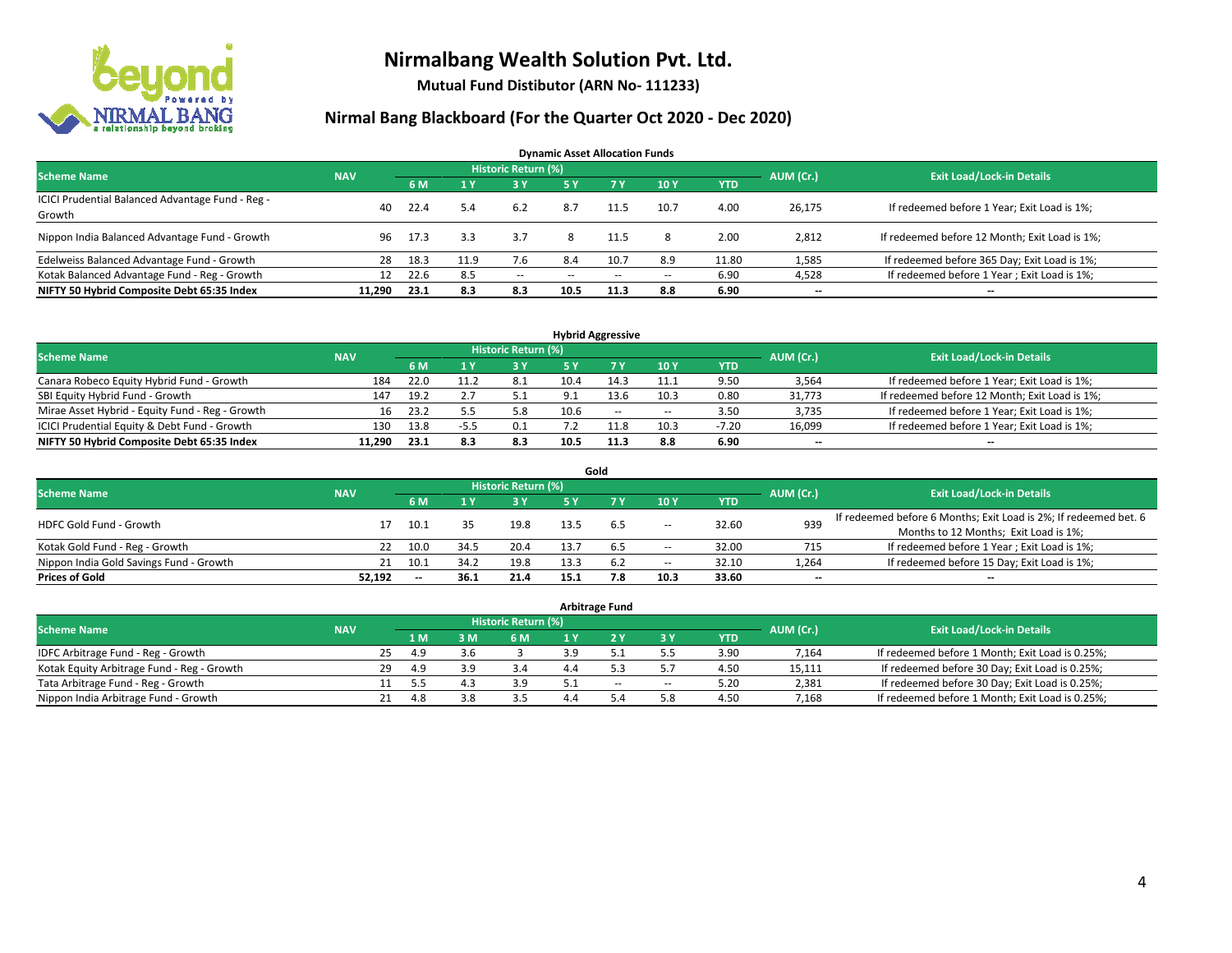# Nirmalbang Wealth Solution Pvt. Ltd.

**Mutual Fund Distibutor (ARN No- 111233)**

## Nirmal Bang Blackboard (For the Quarter Oct 2020 - Dec 2020)

### Dynamic Asset Allocation Funds

| Scheme Name | NAV | Historic Return (%) | | | | | | | AUM (Cr.) | Exit Load/Lock-in Details |
|---|---|---|---|---|---|---|---|---|---|---|
| | | 6 M | 1 Y | 3 Y | 5 Y | 7 Y | 10 Y | YTD | | |
| ICICI Prudential Balanced Advantage Fund - Reg - Growth | 40 | 22.4 | 5.4 | 6.2 | 8.7 | 11.5 | 10.7 | 4.00 | 26,175 | If redeemed before 1 Year; Exit Load is 1%; |
| Nippon India Balanced Advantage Fund - Growth | 96 | 17.3 | 3.3 | 3.7 | 8 | 11.5 | 8 | 2.00 | 2,812 | If redeemed before 12 Month; Exit Load is 1%; |
| Edelweiss Balanced Advantage Fund - Growth | 28 | 18.3 | 11.9 | 7.6 | 8.4 | 10.7 | 8.9 | 11.80 | 1,585 | If redeemed before 365 Day; Exit Load is 1%; |
| Kotak Balanced Advantage Fund - Reg - Growth | 12 | 22.6 | 8.5 | -- | -- | -- | -- | 6.90 | 4,528 | If redeemed before 1 Year ; Exit Load is 1%; |
| **NIFTY 50 Hybrid Composite Debt 65:35 Index** | **11,290** | **23.1** | **8.3** | **8.3** | **10.5** | **11.3** | **8.8** | **6.90** | **--** | **--** |

### Hybrid Aggressive

| Scheme Name | NAV | Historic Return (%) | | | | | | | AUM (Cr.) | Exit Load/Lock-in Details |
|---|---|---|---|---|---|---|---|---|---|---|
| | | 6 M | 1 Y | 3 Y | 5 Y | 7 Y | 10 Y | YTD | | |
| Canara Robeco Equity Hybrid Fund - Growth | 184 | 22.0 | 11.2 | 8.1 | 10.4 | 14.3 | 11.1 | 9.50 | 3,564 | If redeemed before 1 Year; Exit Load is 1%; |
| SBI Equity Hybrid Fund - Growth | 147 | 19.2 | 2.7 | 5.1 | 9.1 | 13.6 | 10.3 | 0.80 | 31,773 | If redeemed before 12 Month; Exit Load is 1%; |
| Mirae Asset Hybrid - Equity Fund - Reg - Growth | 16 | 23.2 | 5.5 | 5.8 | 10.6 | -- | -- | 3.50 | 3,735 | If redeemed before 1 Year; Exit Load is 1%; |
| ICICI Prudential Equity & Debt Fund - Growth | 130 | 13.8 | -5.5 | 0.1 | 7.2 | 11.8 | 10.3 | -7.20 | 16,099 | If redeemed before 1 Year; Exit Load is 1%; |
| **NIFTY 50 Hybrid Composite Debt 65:35 Index** | **11,290** | **23.1** | **8.3** | **8.3** | **10.5** | **11.3** | **8.8** | **6.90** | **--** | **--** |

### Gold

| Scheme Name | NAV | Historic Return (%) | | | | | | | AUM (Cr.) | Exit Load/Lock-in Details |
|---|---|---|---|---|---|---|---|---|---|---|
| | | 6 M | 1 Y | 3 Y | 5 Y | 7 Y | 10 Y | YTD | | |
| HDFC Gold Fund - Growth | 17 | 10.1 | 35 | 19.8 | 13.5 | 6.5 | -- | 32.60 | 939 | If redeemed before 6 Months; Exit Load is 2%; If redeemed bet. 6 Months to 12 Months; Exit Load is 1%; |
| Kotak Gold Fund - Reg - Growth | 22 | 10.0 | 34.5 | 20.4 | 13.7 | 6.5 | -- | 32.00 | 715 | If redeemed before 1 Year ; Exit Load is 1%; |
| Nippon India Gold Savings Fund - Growth | 21 | 10.1 | 34.2 | 19.8 | 13.3 | 6.2 | -- | 32.10 | 1,264 | If redeemed before 15 Day; Exit Load is 1%; |
| **Prices of Gold** | **52,192** | **--** | **36.1** | **21.4** | **15.1** | **7.8** | **10.3** | **33.60** | **--** | **--** |

### Arbitrage Fund

| Scheme Name | NAV | Historic Return (%) | | | | | | | AUM (Cr.) | Exit Load/Lock-in Details |
|---|---|---|---|---|---|---|---|---|---|---|
| | | 1 M | 3 M | 6 M | 1 Y | 2 Y | 3 Y | YTD | | |
| IDFC Arbitrage Fund - Reg - Growth | 25 | 4.9 | 3.6 | 3 | 3.9 | 5.1 | 5.5 | 3.90 | 7,164 | If redeemed before 1 Month; Exit Load is 0.25%; |
| Kotak Equity Arbitrage Fund - Reg - Growth | 29 | 4.9 | 3.9 | 3.4 | 4.4 | 5.3 | 5.7 | 4.50 | 15,111 | If redeemed before 30 Day; Exit Load is 0.25%; |
| Tata Arbitrage Fund - Reg - Growth | 11 | 5.5 | 4.3 | 3.9 | 5.1 | -- | -- | 5.20 | 2,381 | If redeemed before 30 Day; Exit Load is 0.25%; |
| Nippon India Arbitrage Fund - Growth | 21 | 4.8 | 3.8 | 3.5 | 4.4 | 5.4 | 5.8 | 4.50 | 7,168 | If redeemed before 1 Month; Exit Load is 0.25%; |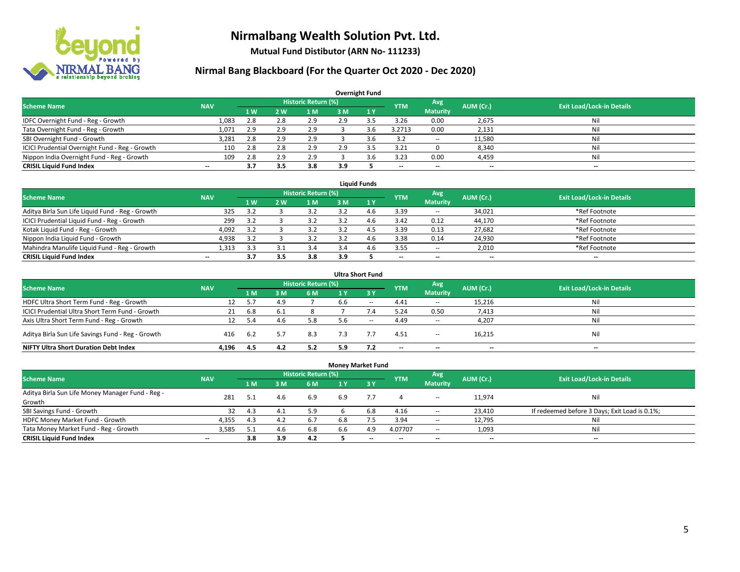# Nirmalbang Wealth Solution Pvt. Ltd.

**Mutual Fund Distibutor (ARN No- 111233)**

## Nirmal Bang Blackboard (For the Quarter Oct 2020 - Dec 2020)

### Overnight Fund

| Scheme Name | NAV | Historic Return (%) | | | | | YTM | Avg Maturity | AUM (Cr.) | Exit Load/Lock-in Details |
|---|---|---|---|---|---|---|---|---|---|---|
| | | 1 W | 2 W | 1 M | 3 M | 1 Y | | | | |
| IDFC Overnight Fund - Reg - Growth | 1,083 | 2.8 | 2.8 | 2.9 | 2.9 | 3.5 | 3.26 | 0.00 | 2,675 | Nil |
| Tata Overnight Fund - Reg - Growth | 1,071 | 2.9 | 2.9 | 2.9 | 3 | 3.6 | 3.2713 | 0.00 | 2,131 | Nil |
| SBI Overnight Fund - Growth | 3,281 | 2.8 | 2.9 | 2.9 | 3 | 3.6 | 3.2 | -- | 11,580 | Nil |
| ICICI Prudential Overnight Fund - Reg - Growth | 110 | 2.8 | 2.8 | 2.9 | 2.9 | 3.5 | 3.21 | 0 | 8,340 | Nil |
| Nippon India Overnight Fund - Reg - Growth | 109 | 2.8 | 2.9 | 2.9 | 3 | 3.6 | 3.23 | 0.00 | 4,459 | Nil |
| **CRISIL Liquid Fund Index** | -- | **3.7** | **3.5** | **3.8** | **3.9** | **5** | -- | -- | -- | -- |

### Liquid Funds

| Scheme Name | NAV | Historic Return (%) | | | | | YTM | Avg Maturity | AUM (Cr.) | Exit Load/Lock-in Details |
|---|---|---|---|---|---|---|---|---|---|---|
| | | 1 W | 2 W | 1 M | 3 M | 1 Y | | | | |
| Aditya Birla Sun Life Liquid Fund - Reg - Growth | 325 | 3.2 | 3 | 3.2 | 3.2 | 4.6 | 3.39 | -- | 34,021 | *Ref Footnote |
| ICICI Prudential Liquid Fund - Reg - Growth | 299 | 3.2 | 3 | 3.2 | 3.2 | 4.6 | 3.42 | 0.12 | 44,170 | *Ref Footnote |
| Kotak Liquid Fund - Reg - Growth | 4,092 | 3.2 | 3 | 3.2 | 3.2 | 4.5 | 3.39 | 0.13 | 27,682 | *Ref Footnote |
| Nippon India Liquid Fund - Growth | 4,938 | 3.2 | 3 | 3.2 | 3.2 | 4.6 | 3.38 | 0.14 | 24,930 | *Ref Footnote |
| Mahindra Manulife Liquid Fund - Reg - Growth | 1,313 | 3.3 | 3.1 | 3.4 | 3.4 | 4.6 | 3.55 | -- | 2,010 | *Ref Footnote |
| **CRISIL Liquid Fund Index** | -- | **3.7** | **3.5** | **3.8** | **3.9** | **5** | -- | -- | -- | -- |

### Ultra Short Fund

| Scheme Name | NAV | Historic Return (%) | | | | | YTM | Avg Maturity | AUM (Cr.) | Exit Load/Lock-in Details |
|---|---|---|---|---|---|---|---|---|---|---|
| | | 1 M | 3 M | 6 M | 1 Y | 3 Y | | | | |
| HDFC Ultra Short Term Fund - Reg - Growth | 12 | 5.7 | 4.9 | 7 | 6.6 | -- | 4.41 | -- | 15,216 | Nil |
| ICICI Prudential Ultra Short Term Fund - Growth | 21 | 6.8 | 6.1 | 8 | 7 | 7.4 | 5.24 | 0.50 | 7,413 | Nil |
| Axis Ultra Short Term Fund - Reg - Growth | 12 | 5.4 | 4.6 | 5.8 | 5.6 | -- | 4.49 | -- | 4,207 | Nil |
| Aditya Birla Sun Life Savings Fund - Reg - Growth | 416 | 6.2 | 5.7 | 8.3 | 7.3 | 7.7 | 4.51 | -- | 16,215 | Nil |
| **NIFTY Ultra Short Duration Debt Index** | **4,196** | **4.5** | **4.2** | **5.2** | **5.9** | **7.2** | -- | -- | -- | -- |

### Money Market Fund

| Scheme Name | NAV | Historic Return (%) | | | | | YTM | Avg Maturity | AUM (Cr.) | Exit Load/Lock-in Details |
|---|---|---|---|---|---|---|---|---|---|---|
| | | 1 M | 3 M | 6 M | 1 Y | 3 Y | | | | |
| Aditya Birla Sun Life Money Manager Fund - Reg - Growth | 281 | 5.1 | 4.6 | 6.9 | 6.9 | 7.7 | 4 | -- | 11,974 | Nil |
| SBI Savings Fund - Growth | 32 | 4.3 | 4.1 | 5.9 | 6 | 6.8 | 4.16 | -- | 23,410 | If redeemed before 3 Days; Exit Load is 0.1%; |
| HDFC Money Market Fund - Growth | 4,355 | 4.3 | 4.2 | 6.7 | 6.8 | 7.5 | 3.94 | -- | 12,795 | Nil |
| Tata Money Market Fund - Reg - Growth | 3,585 | 5.1 | 4.6 | 6.8 | 6.6 | 4.9 | 4.07707 | -- | 1,093 | Nil |
| **CRISIL Liquid Fund Index** | -- | **3.8** | **3.9** | **4.2** | **5** | -- | -- | -- | -- | -- |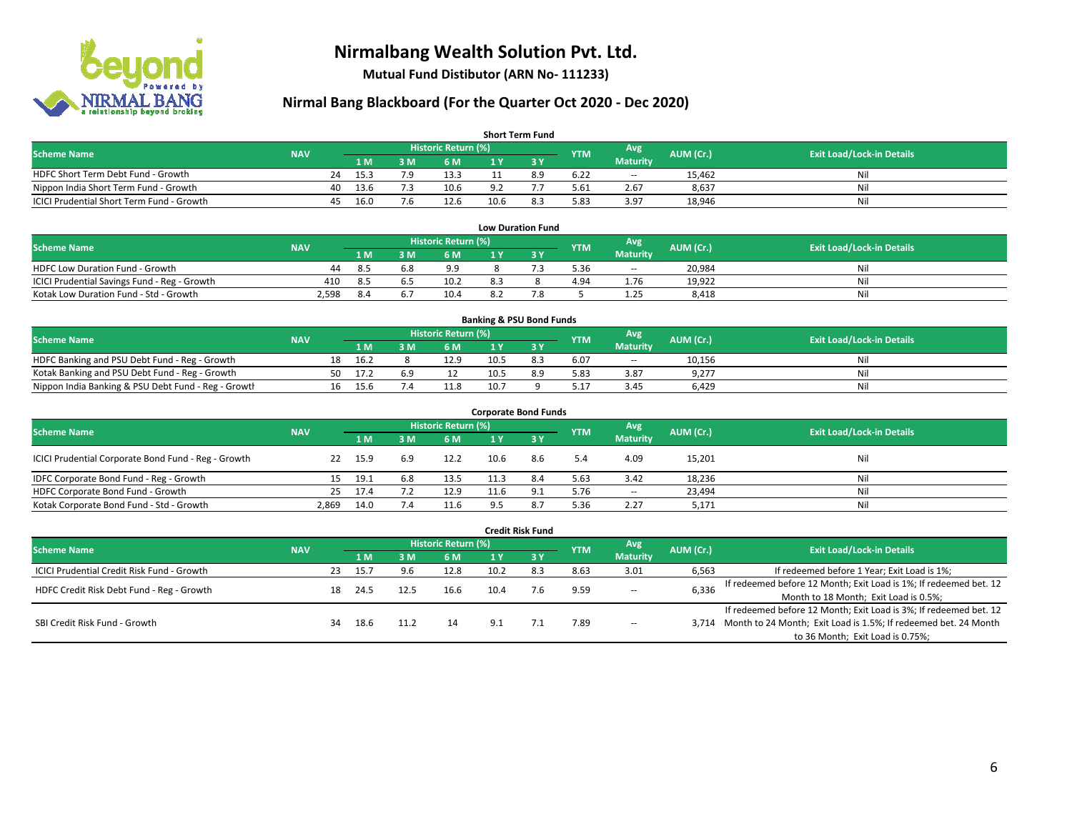# Nirmalbang Wealth Solution Pvt. Ltd.

**Mutual Fund Distibutor (ARN No- 111233)**

## Nirmal Bang Blackboard (For the Quarter Oct 2020 - Dec 2020)

### Short Term Fund

| Scheme Name | NAV | Historic Return (%) | | | | | YTM | Avg Maturity | AUM (Cr.) | Exit Load/Lock-in Details |
|---|---|---|---|---|---|---|---|---|---|---|
| | | 1 M | 3 M | 6 M | 1 Y | 3 Y | | | | |
| HDFC Short Term Debt Fund - Growth | 24 | 15.3 | 7.9 | 13.3 | 11 | 8.9 | 6.22 | -- | 15,462 | Nil |
| Nippon India Short Term Fund - Growth | 40 | 13.6 | 7.3 | 10.6 | 9.2 | 7.7 | 5.61 | 2.67 | 8,637 | Nil |
| ICICI Prudential Short Term Fund - Growth | 45 | 16.0 | 7.6 | 12.6 | 10.6 | 8.3 | 5.83 | 3.97 | 18,946 | Nil |

### Low Duration Fund

| Scheme Name | NAV | Historic Return (%) | | | | | YTM | Avg Maturity | AUM (Cr.) | Exit Load/Lock-in Details |
|---|---|---|---|---|---|---|---|---|---|---|
| | | 1 M | 3 M | 6 M | 1 Y | 3 Y | | | | |
| HDFC Low Duration Fund - Growth | 44 | 8.5 | 6.8 | 9.9 | 8 | 7.3 | 5.36 | -- | 20,984 | Nil |
| ICICI Prudential Savings Fund - Reg - Growth | 410 | 8.5 | 6.5 | 10.2 | 8.3 | 8 | 4.94 | 1.76 | 19,922 | Nil |
| Kotak Low Duration Fund - Std - Growth | 2,598 | 8.4 | 6.7 | 10.4 | 8.2 | 7.8 | 5 | 1.25 | 8,418 | Nil |

### Banking & PSU Bond Funds

| Scheme Name | NAV | Historic Return (%) | | | | | YTM | Avg Maturity | AUM (Cr.) | Exit Load/Lock-in Details |
|---|---|---|---|---|---|---|---|---|---|---|
| | | 1 M | 3 M | 6 M | 1 Y | 3 Y | | | | |
| HDFC Banking and PSU Debt Fund - Reg - Growth | 18 | 16.2 | 8 | 12.9 | 10.5 | 8.3 | 6.07 | -- | 10,156 | Nil |
| Kotak Banking and PSU Debt Fund - Reg - Growth | 50 | 17.2 | 6.9 | 12 | 10.5 | 8.9 | 5.83 | 3.87 | 9,277 | Nil |
| Nippon India Banking & PSU Debt Fund - Reg - Growth | 16 | 15.6 | 7.4 | 11.8 | 10.7 | 9 | 5.17 | 3.45 | 6,429 | Nil |

### Corporate Bond Funds

| Scheme Name | NAV | Historic Return (%) | | | | | YTM | Avg Maturity | AUM (Cr.) | Exit Load/Lock-in Details |
|---|---|---|---|---|---|---|---|---|---|---|
| | | 1 M | 3 M | 6 M | 1 Y | 3 Y | | | | |
| ICICI Prudential Corporate Bond Fund - Reg - Growth | 22 | 15.9 | 6.9 | 12.2 | 10.6 | 8.6 | 5.4 | 4.09 | 15,201 | Nil |
| IDFC Corporate Bond Fund - Reg - Growth | 15 | 19.1 | 6.8 | 13.5 | 11.3 | 8.4 | 5.63 | 3.42 | 18,236 | Nil |
| HDFC Corporate Bond Fund - Growth | 25 | 17.4 | 7.2 | 12.9 | 11.6 | 9.1 | 5.76 | -- | 23,494 | Nil |
| Kotak Corporate Bond Fund - Std - Growth | 2,869 | 14.0 | 7.4 | 11.6 | 9.5 | 8.7 | 5.36 | 2.27 | 5,171 | Nil |

### Credit Risk Fund

| Scheme Name | NAV | Historic Return (%) | | | | | YTM | Avg Maturity | AUM (Cr.) | Exit Load/Lock-in Details |
|---|---|---|---|---|---|---|---|---|---|---|
| | | 1 M | 3 M | 6 M | 1 Y | 3 Y | | | | |
| ICICI Prudential Credit Risk Fund - Growth | 23 | 15.7 | 9.6 | 12.8 | 10.2 | 8.3 | 8.63 | 3.01 | 6,563 | If redeemed before 1 Year; Exit Load is 1%; |
| HDFC Credit Risk Debt Fund - Reg - Growth | 18 | 24.5 | 12.5 | 16.6 | 10.4 | 7.6 | 9.59 | -- | 6,336 | If redeemed before 12 Month; Exit Load is 1%; If redeemed bet. 12 Month to 18 Month; Exit Load is 0.5%; |
| SBI Credit Risk Fund - Growth | 34 | 18.6 | 11.2 | 14 | 9.1 | 7.1 | 7.89 | -- | 3,714 | If redeemed before 12 Month; Exit Load is 3%; If redeemed bet. 12 Month to 24 Month; Exit Load is 1.5%; If redeemed bet. 24 Month to 36 Month; Exit Load is 0.75%; |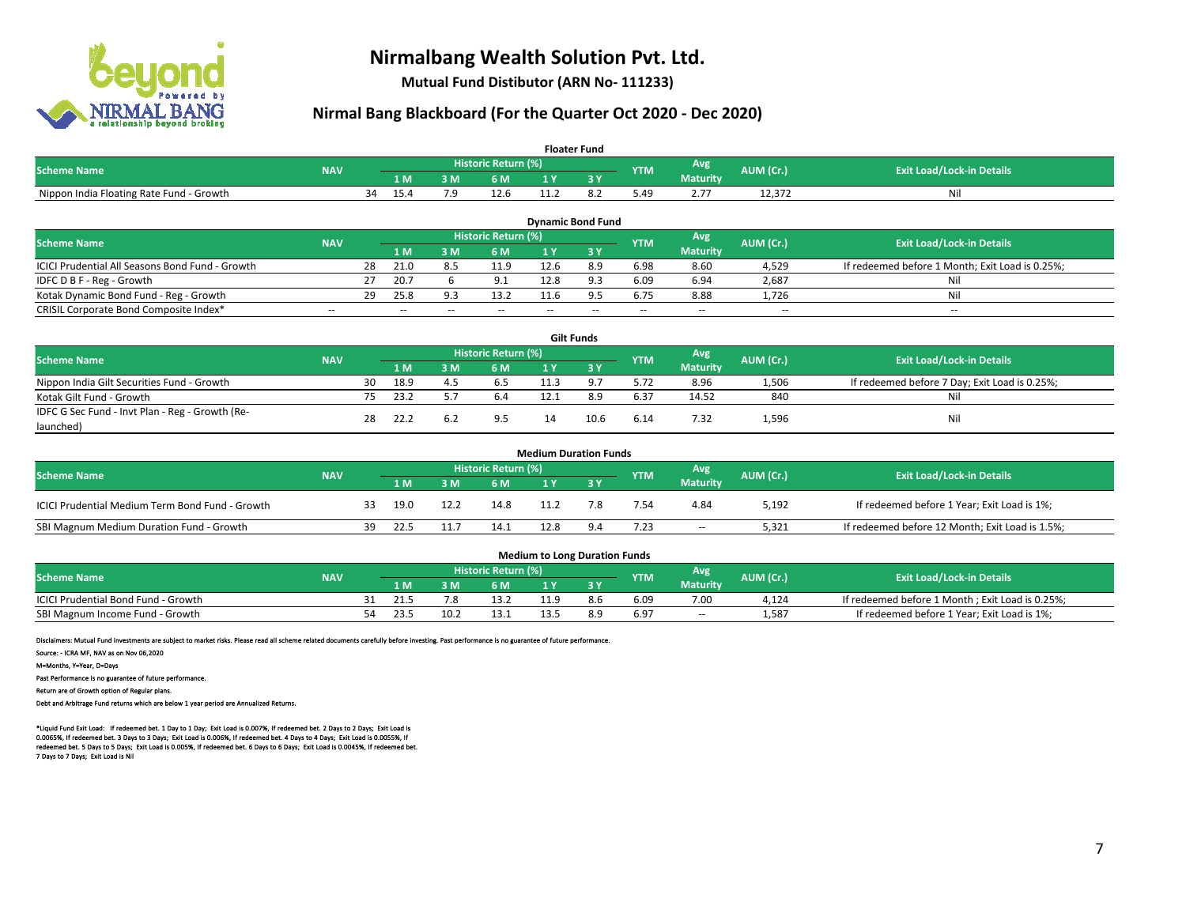# Nirmalbang Wealth Solution Pvt. Ltd.

**Mutual Fund Distibutor (ARN No- 111233)**

## Nirmal Bang Blackboard (For the Quarter Oct 2020 - Dec 2020)

### Floater Fund

| Scheme Name | NAV | Historic Return (%) 1 M | 3 M | 6 M | 1 Y | 3 Y | YTM | Avg Maturity | AUM (Cr.) | Exit Load/Lock-in Details |
|---|---|---|---|---|---|---|---|---|---|---|
| Nippon India Floating Rate Fund - Growth | 34 | 15.4 | 7.9 | 12.6 | 11.2 | 8.2 | 5.49 | 2.77 | 12,372 | Nil |

### Dynamic Bond Fund

| Scheme Name | NAV | Historic Return (%) 1 M | 3 M | 6 M | 1 Y | 3 Y | YTM | Avg Maturity | AUM (Cr.) | Exit Load/Lock-in Details |
|---|---|---|---|---|---|---|---|---|---|---|
| ICICI Prudential All Seasons Bond Fund - Growth | 28 | 21.0 | 8.5 | 11.9 | 12.6 | 8.9 | 6.98 | 8.60 | 4,529 | If redeemed before 1 Month; Exit Load is 0.25%; |
| IDFC D B F - Reg - Growth | 27 | 20.7 | 6 | 9.1 | 12.8 | 9.3 | 6.09 | 6.94 | 2,687 | Nil |
| Kotak Dynamic Bond Fund - Reg - Growth | 29 | 25.8 | 9.3 | 13.2 | 11.6 | 9.5 | 6.75 | 8.88 | 1,726 | Nil |
| CRISIL Corporate Bond Composite Index* | -- | -- | -- | -- | -- | -- | -- | -- | -- | -- |

### Gilt Funds

| Scheme Name | NAV | Historic Return (%) 1 M | 3 M | 6 M | 1 Y | 3 Y | YTM | Avg Maturity | AUM (Cr.) | Exit Load/Lock-in Details |
|---|---|---|---|---|---|---|---|---|---|---|
| Nippon India Gilt Securities Fund - Growth | 30 | 18.9 | 4.5 | 6.5 | 11.3 | 9.7 | 5.72 | 8.96 | 1,506 | If redeemed before 7 Day; Exit Load is 0.25%; |
| Kotak Gilt Fund - Growth | 75 | 23.2 | 5.7 | 6.4 | 12.1 | 8.9 | 6.37 | 14.52 | 840 | Nil |
| IDFC G Sec Fund - Invt Plan - Reg - Growth (Re-launched) | 28 | 22.2 | 6.2 | 9.5 | 14 | 10.6 | 6.14 | 7.32 | 1,596 | Nil |

### Medium Duration Funds

| Scheme Name | NAV | Historic Return (%) 1 M | 3 M | 6 M | 1 Y | 3 Y | YTM | Avg Maturity | AUM (Cr.) | Exit Load/Lock-in Details |
|---|---|---|---|---|---|---|---|---|---|---|
| ICICI Prudential Medium Term Bond Fund - Growth | 33 | 19.0 | 12.2 | 14.8 | 11.2 | 7.8 | 7.54 | 4.84 | 5,192 | If redeemed before 1 Year; Exit Load is 1%; |
| SBI Magnum Medium Duration Fund - Growth | 39 | 22.5 | 11.7 | 14.1 | 12.8 | 9.4 | 7.23 | -- | 5,321 | If redeemed before 12 Month; Exit Load is 1.5%; |

### Medium to Long Duration Funds

| Scheme Name | NAV | Historic Return (%) 1 M | 3 M | 6 M | 1 Y | 3 Y | YTM | Avg Maturity | AUM (Cr.) | Exit Load/Lock-in Details |
|---|---|---|---|---|---|---|---|---|---|---|
| ICICI Prudential Bond Fund - Growth | 31 | 21.5 | 7.8 | 13.2 | 11.9 | 8.6 | 6.09 | 7.00 | 4,124 | If redeemed before 1 Month ; Exit Load is 0.25%; |
| SBI Magnum Income Fund - Growth | 54 | 23.5 | 10.2 | 13.1 | 13.5 | 8.9 | 6.97 | -- | 1,587 | If redeemed before 1 Year; Exit Load is 1%; |

Disclaimers: Mutual Fund investments are subject to market risks. Please read all scheme related documents carefully before investing. Past performance is no guarantee of future performance.

Source: - ICRA MF, NAV as on Nov 06,2020

M=Months, Y=Year, D=Days

Past Performance is no guarantee of future performance.

Return are of Growth option of Regular plans.

Debt and Arbitrage Fund returns which are below 1 year period are Annualized Returns.

*Liquid Fund Exit Load: If redeemed bet. 1 Day to 1 Day; Exit Load is 0.007%, If redeemed bet. 2 Days to 2 Days; Exit Load is 0.0065%, If redeemed bet. 3 Days to 3 Days; Exit Load is 0.006%, If redeemed bet. 4 Days to 4 Days; Exit Load is 0.0055%, If redeemed bet. 5 Days to 5 Days; Exit Load is 0.005%, If redeemed bet. 6 Days to 6 Days; Exit Load is 0.0045%, If redeemed bet. 7 Days to 7 Days; Exit Load is Nil